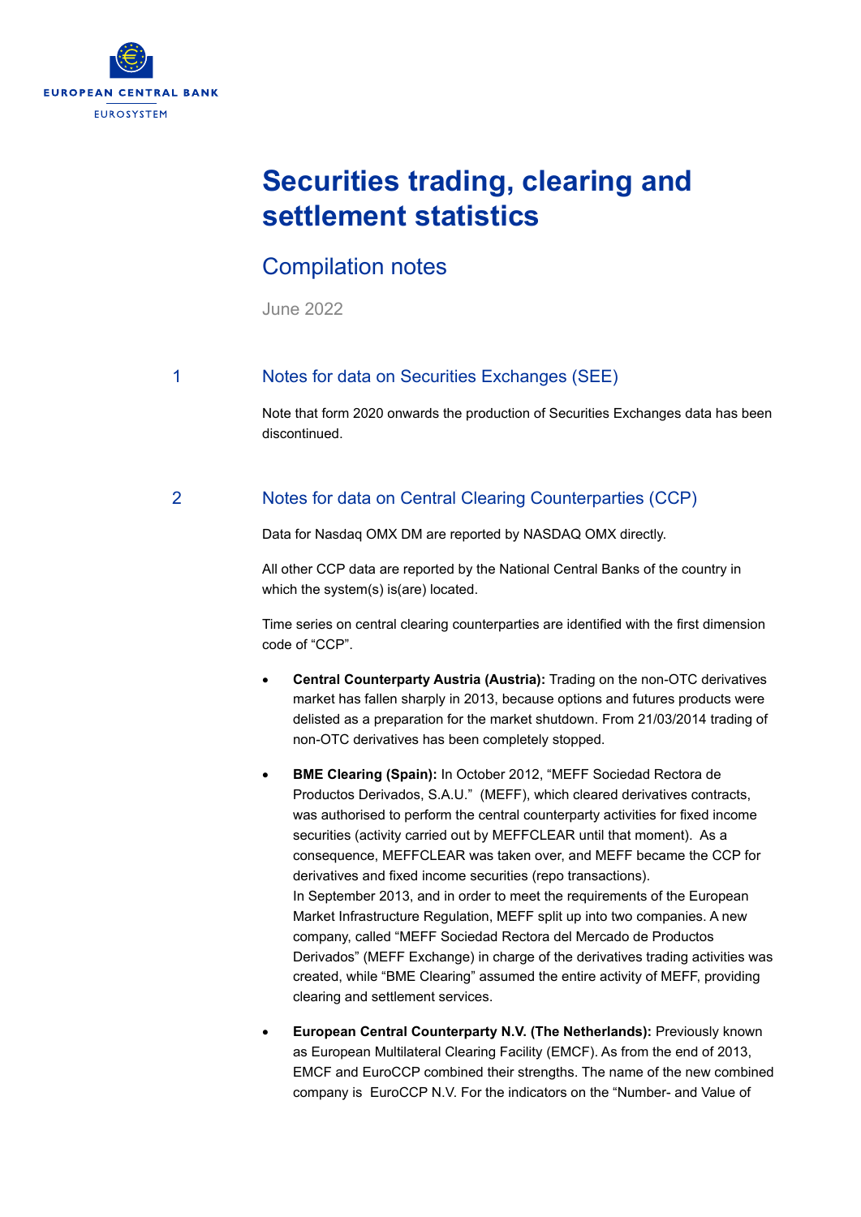# Securities trading, clearing and settlement statistics

## Compilation notes

June 2022

## 1 Notes for data on Securities Exchanges (SEE)

Note that form 2020 onwards the production of Securities Exchanges data has been discontinued.

## 2 Notes for data on Central Clearing Counterparties (CCP)

Data for Nasdaq OMX DM are reported by NASDAQ OMX directly.

All other CCP data are reported by the National Central Banks of the country in which the system(s) is(are) located.

Time series on central clearing counterparties are identified with the first dimension code of "CCP".

- **Central Counterparty Austria (Austria):** Trading on the non-OTC derivatives market has fallen sharply in 2013, because options and futures products were delisted as a preparation for the market shutdown. From 21/03/2014 trading of non-OTC derivatives has been completely stopped.
- **BME Clearing (Spain):** In October 2012, "MEFF Sociedad Rectora de Productos Derivados, S.A.U." (MEFF), which cleared derivatives contracts, was authorised to perform the central counterparty activities for fixed income securities (activity carried out by MEFFCLEAR until that moment). As a consequence, MEFFCLEAR was taken over, and MEFF became the CCP for derivatives and fixed income securities (repo transactions).
  In September 2013, and in order to meet the requirements of the European Market Infrastructure Regulation, MEFF split up into two companies. A new company, called "MEFF Sociedad Rectora del Mercado de Productos Derivados" (MEFF Exchange) in charge of the derivatives trading activities was created, while "BME Clearing" assumed the entire activity of MEFF, providing clearing and settlement services.
- **European Central Counterparty N.V. (The Netherlands):** Previously known as European Multilateral Clearing Facility (EMCF). As from the end of 2013, EMCF and EuroCCP combined their strengths. The name of the new combined company is EuroCCP N.V. For the indicators on the "Number- and Value of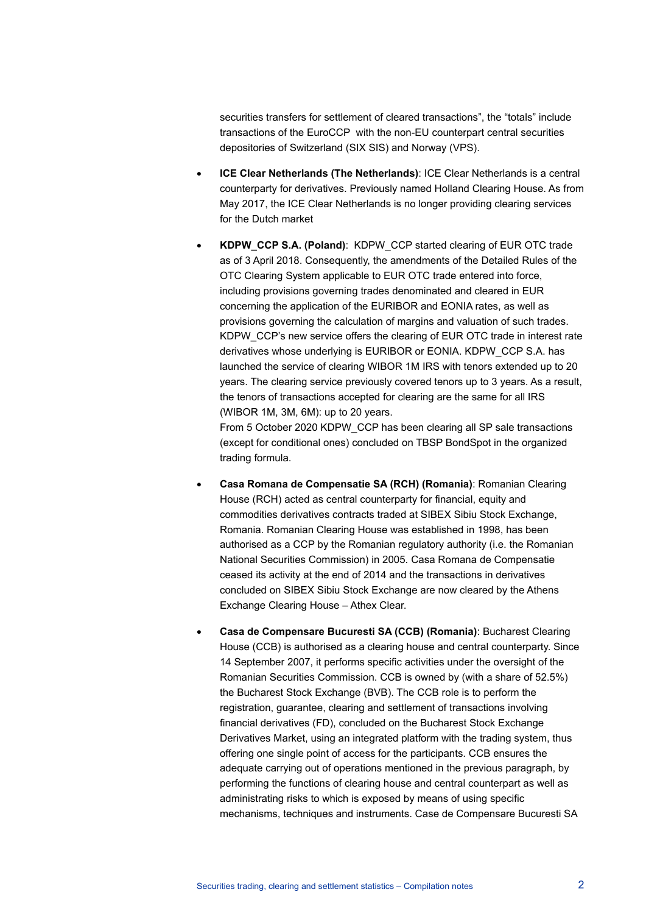securities transfers for settlement of cleared transactions", the "totals" include transactions of the EuroCCP with the non-EU counterpart central securities depositories of Switzerland (SIX SIS) and Norway (VPS).

- **ICE Clear Netherlands (The Netherlands)**: ICE Clear Netherlands is a central counterparty for derivatives. Previously named Holland Clearing House. As from May 2017, the ICE Clear Netherlands is no longer providing clearing services for the Dutch market

- **KDPW_CCP S.A. (Poland)**: KDPW_CCP started clearing of EUR OTC trade as of 3 April 2018. Consequently, the amendments of the Detailed Rules of the OTC Clearing System applicable to EUR OTC trade entered into force, including provisions governing trades denominated and cleared in EUR concerning the application of the EURIBOR and EONIA rates, as well as provisions governing the calculation of margins and valuation of such trades. KDPW_CCP's new service offers the clearing of EUR OTC trade in interest rate derivatives whose underlying is EURIBOR or EONIA. KDPW_CCP S.A. has launched the service of clearing WIBOR 1M IRS with tenors extended up to 20 years. The clearing service previously covered tenors up to 3 years. As a result, the tenors of transactions accepted for clearing are the same for all IRS (WIBOR 1M, 3M, 6M): up to 20 years.
  From 5 October 2020 KDPW_CCP has been clearing all SP sale transactions (except for conditional ones) concluded on TBSP BondSpot in the organized trading formula.

- **Casa Romana de Compensatie SA (RCH) (Romania)**: Romanian Clearing House (RCH) acted as central counterparty for financial, equity and commodities derivatives contracts traded at SIBEX Sibiu Stock Exchange, Romania. Romanian Clearing House was established in 1998, has been authorised as a CCP by the Romanian regulatory authority (i.e. the Romanian National Securities Commission) in 2005. Casa Romana de Compensatie ceased its activity at the end of 2014 and the transactions in derivatives concluded on SIBEX Sibiu Stock Exchange are now cleared by the Athens Exchange Clearing House – Athex Clear.

- **Casa de Compensare Bucuresti SA (CCB) (Romania)**: Bucharest Clearing House (CCB) is authorised as a clearing house and central counterparty. Since 14 September 2007, it performs specific activities under the oversight of the Romanian Securities Commission. CCB is owned by (with a share of 52.5%) the Bucharest Stock Exchange (BVB). The CCB role is to perform the registration, guarantee, clearing and settlement of transactions involving financial derivatives (FD), concluded on the Bucharest Stock Exchange Derivatives Market, using an integrated platform with the trading system, thus offering one single point of access for the participants. CCB ensures the adequate carrying out of operations mentioned in the previous paragraph, by performing the functions of clearing house and central counterpart as well as administrating risks to which is exposed by means of using specific mechanisms, techniques and instruments. Case de Compensare Bucuresti SA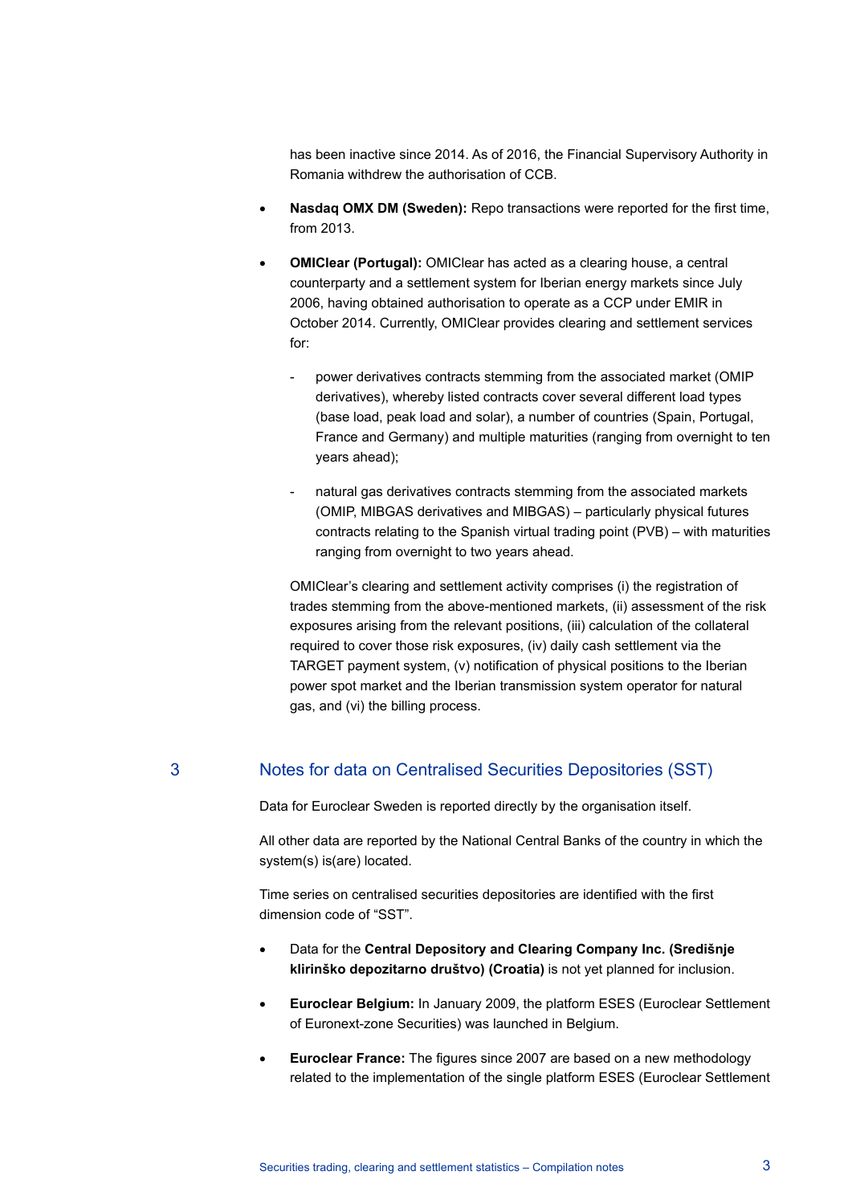has been inactive since 2014. As of 2016, the Financial Supervisory Authority in Romania withdrew the authorisation of CCB.

- **Nasdaq OMX DM (Sweden):** Repo transactions were reported for the first time, from 2013.
- **OMIClear (Portugal):** OMIClear has acted as a clearing house, a central counterparty and a settlement system for Iberian energy markets since July 2006, having obtained authorisation to operate as a CCP under EMIR in October 2014. Currently, OMIClear provides clearing and settlement services for:
  - power derivatives contracts stemming from the associated market (OMIP derivatives), whereby listed contracts cover several different load types (base load, peak load and solar), a number of countries (Spain, Portugal, France and Germany) and multiple maturities (ranging from overnight to ten years ahead);
  - natural gas derivatives contracts stemming from the associated markets (OMIP, MIBGAS derivatives and MIBGAS) – particularly physical futures contracts relating to the Spanish virtual trading point (PVB) – with maturities ranging from overnight to two years ahead.

  OMIClear's clearing and settlement activity comprises (i) the registration of trades stemming from the above-mentioned markets, (ii) assessment of the risk exposures arising from the relevant positions, (iii) calculation of the collateral required to cover those risk exposures, (iv) daily cash settlement via the TARGET payment system, (v) notification of physical positions to the Iberian power spot market and the Iberian transmission system operator for natural gas, and (vi) the billing process.

## 3 Notes for data on Centralised Securities Depositories (SST)

Data for Euroclear Sweden is reported directly by the organisation itself.

All other data are reported by the National Central Banks of the country in which the system(s) is(are) located.

Time series on centralised securities depositories are identified with the first dimension code of "SST".

- Data for the **Central Depository and Clearing Company Inc. (Središnje klirinško depozitarno društvo) (Croatia)** is not yet planned for inclusion.
- **Euroclear Belgium:** In January 2009, the platform ESES (Euroclear Settlement of Euronext-zone Securities) was launched in Belgium.
- **Euroclear France:** The figures since 2007 are based on a new methodology related to the implementation of the single platform ESES (Euroclear Settlement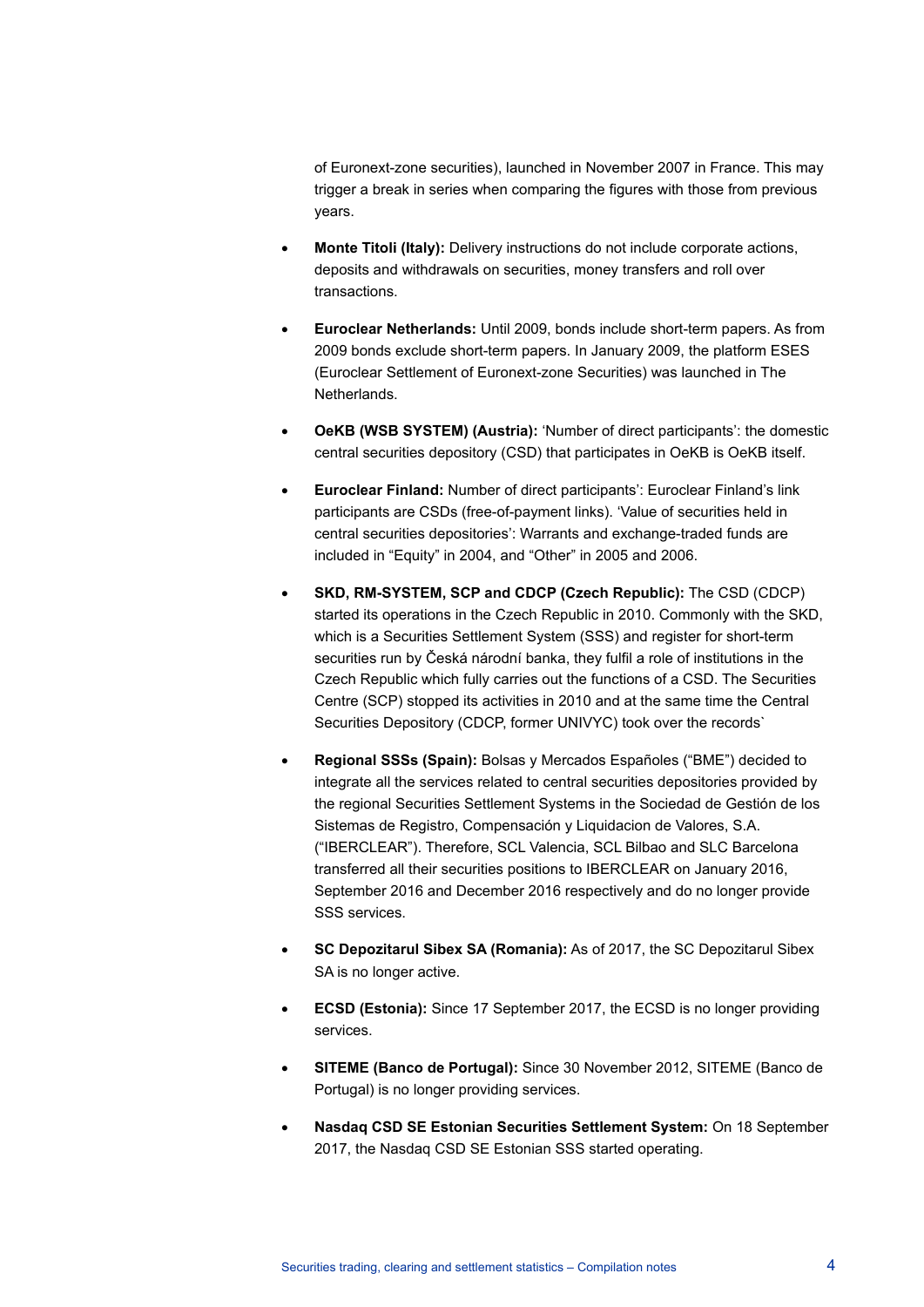of Euronext-zone securities), launched in November 2007 in France. This may trigger a break in series when comparing the figures with those from previous years.

- **Monte Titoli (Italy):** Delivery instructions do not include corporate actions, deposits and withdrawals on securities, money transfers and roll over transactions.

- **Euroclear Netherlands:** Until 2009, bonds include short-term papers. As from 2009 bonds exclude short-term papers. In January 2009, the platform ESES (Euroclear Settlement of Euronext-zone Securities) was launched in The Netherlands.

- **OeKB (WSB SYSTEM) (Austria):** 'Number of direct participants': the domestic central securities depository (CSD) that participates in OeKB is OeKB itself.

- **Euroclear Finland:** Number of direct participants': Euroclear Finland's link participants are CSDs (free-of-payment links). 'Value of securities held in central securities depositories': Warrants and exchange-traded funds are included in "Equity" in 2004, and "Other" in 2005 and 2006.

- **SKD, RM-SYSTEM, SCP and CDCP (Czech Republic):** The CSD (CDCP) started its operations in the Czech Republic in 2010. Commonly with the SKD, which is a Securities Settlement System (SSS) and register for short-term securities run by Česká národní banka, they fulfil a role of institutions in the Czech Republic which fully carries out the functions of a CSD. The Securities Centre (SCP) stopped its activities in 2010 and at the same time the Central Securities Depository (CDCP, former UNIVYC) took over the records`

- **Regional SSSs (Spain):** Bolsas y Mercados Españoles ("BME") decided to integrate all the services related to central securities depositories provided by the regional Securities Settlement Systems in the Sociedad de Gestión de los Sistemas de Registro, Compensación y Liquidacion de Valores, S.A. ("IBERCLEAR"). Therefore, SCL Valencia, SCL Bilbao and SLC Barcelona transferred all their securities positions to IBERCLEAR on January 2016, September 2016 and December 2016 respectively and do no longer provide SSS services.

- **SC Depozitarul Sibex SA (Romania):** As of 2017, the SC Depozitarul Sibex SA is no longer active.

- **ECSD (Estonia):** Since 17 September 2017, the ECSD is no longer providing services.

- **SITEME (Banco de Portugal):** Since 30 November 2012, SITEME (Banco de Portugal) is no longer providing services.

- **Nasdaq CSD SE Estonian Securities Settlement System:** On 18 September 2017, the Nasdaq CSD SE Estonian SSS started operating.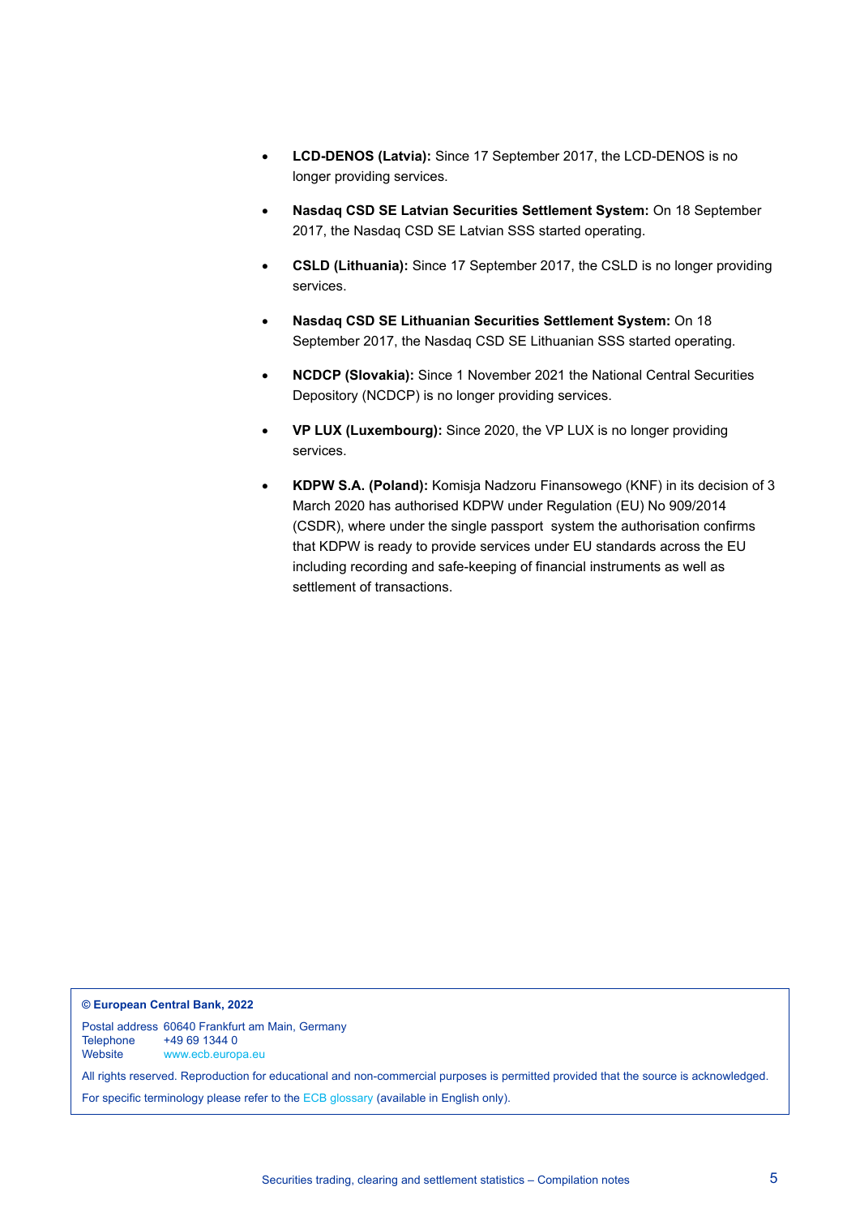- **LCD-DENOS (Latvia):** Since 17 September 2017, the LCD-DENOS is no longer providing services.
- **Nasdaq CSD SE Latvian Securities Settlement System:** On 18 September 2017, the Nasdaq CSD SE Latvian SSS started operating.
- **CSLD (Lithuania):** Since 17 September 2017, the CSLD is no longer providing services.
- **Nasdaq CSD SE Lithuanian Securities Settlement System:** On 18 September 2017, the Nasdaq CSD SE Lithuanian SSS started operating.
- **NCDCP (Slovakia):** Since 1 November 2021 the National Central Securities Depository (NCDCP) is no longer providing services.
- **VP LUX (Luxembourg):** Since 2020, the VP LUX is no longer providing services.
- **KDPW S.A. (Poland):** Komisja Nadzoru Finansowego (KNF) in its decision of 3 March 2020 has authorised KDPW under Regulation (EU) No 909/2014 (CSDR), where under the single passport system the authorisation confirms that KDPW is ready to provide services under EU standards across the EU including recording and safe-keeping of financial instruments as well as settlement of transactions.

**© European Central Bank, 2022**

Postal address 60640 Frankfurt am Main, Germany
Telephone +49 69 1344 0
Website www.ecb.europa.eu

All rights reserved. Reproduction for educational and non-commercial purposes is permitted provided that the source is acknowledged.

For specific terminology please refer to the ECB glossary (available in English only).